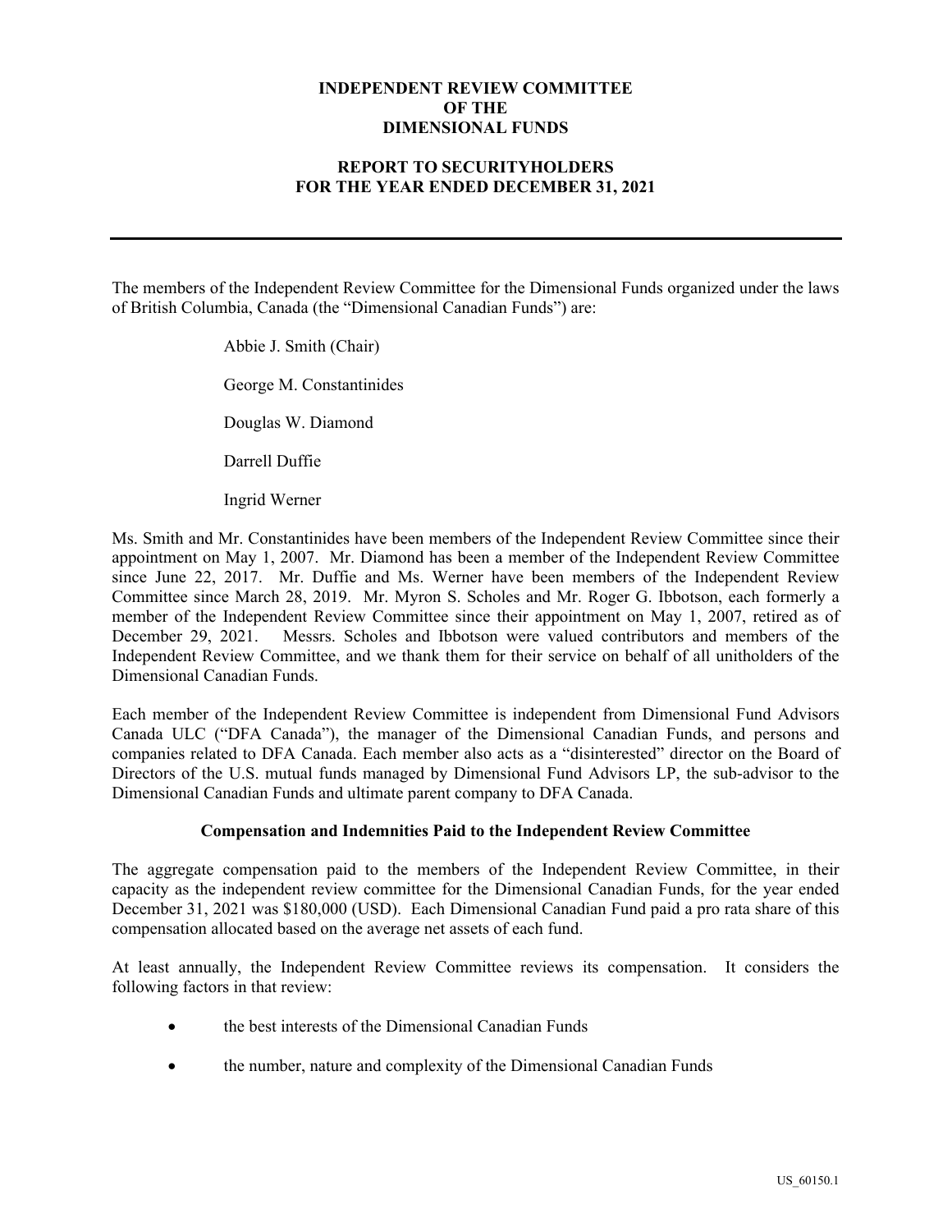# INDEPENDENT REVIEW COMMITTEE OF THE DIMENSIONAL FUNDS

## REPORT TO SECURITYHOLDERS FOR THE YEAR ENDED DECEMBER 31, 2021

---

The members of the Independent Review Committee for the Dimensional Funds organized under the laws of British Columbia, Canada (the "Dimensional Canadian Funds") are:

Abbie J. Smith (Chair)

George M. Constantinides

Douglas W. Diamond

Darrell Duffie

Ingrid Werner

Ms. Smith and Mr. Constantinides have been members of the Independent Review Committee since their appointment on May 1, 2007. Mr. Diamond has been a member of the Independent Review Committee since June 22, 2017. Mr. Duffie and Ms. Werner have been members of the Independent Review Committee since March 28, 2019. Mr. Myron S. Scholes and Mr. Roger G. Ibbotson, each formerly a member of the Independent Review Committee since their appointment on May 1, 2007, retired as of December 29, 2021. Messrs. Scholes and Ibbotson were valued contributors and members of the Independent Review Committee, and we thank them for their service on behalf of all unitholders of the Dimensional Canadian Funds.

Each member of the Independent Review Committee is independent from Dimensional Fund Advisors Canada ULC ("DFA Canada"), the manager of the Dimensional Canadian Funds, and persons and companies related to DFA Canada. Each member also acts as a "disinterested" director on the Board of Directors of the U.S. mutual funds managed by Dimensional Fund Advisors LP, the sub-advisor to the Dimensional Canadian Funds and ultimate parent company to DFA Canada.

### Compensation and Indemnities Paid to the Independent Review Committee

The aggregate compensation paid to the members of the Independent Review Committee, in their capacity as the independent review committee for the Dimensional Canadian Funds, for the year ended December 31, 2021 was $180,000 (USD). Each Dimensional Canadian Fund paid a pro rata share of this compensation allocated based on the average net assets of each fund.

At least annually, the Independent Review Committee reviews its compensation. It considers the following factors in that review:

- the best interests of the Dimensional Canadian Funds
- the number, nature and complexity of the Dimensional Canadian Funds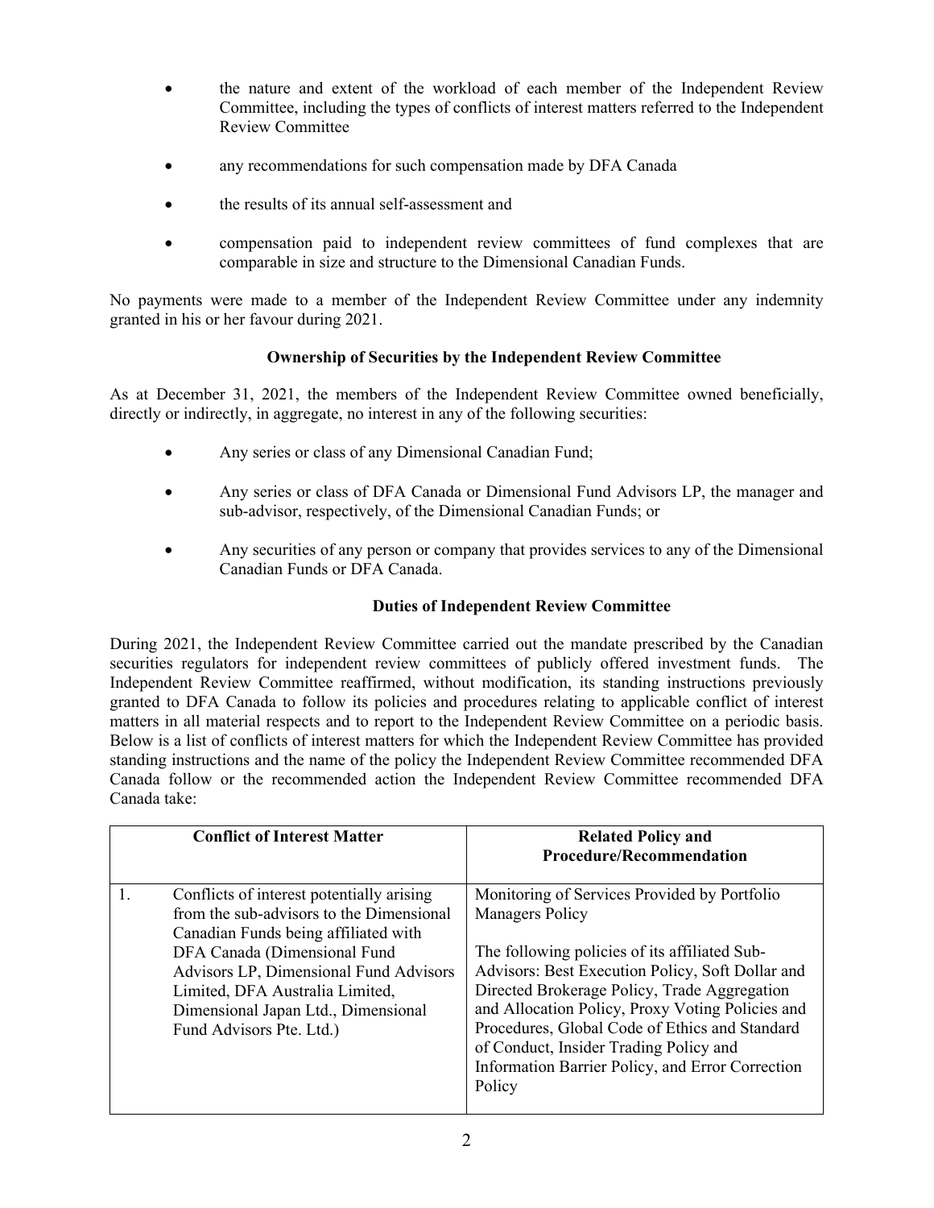- the nature and extent of the workload of each member of the Independent Review Committee, including the types of conflicts of interest matters referred to the Independent Review Committee
- any recommendations for such compensation made by DFA Canada
- the results of its annual self-assessment and
- compensation paid to independent review committees of fund complexes that are comparable in size and structure to the Dimensional Canadian Funds.

No payments were made to a member of the Independent Review Committee under any indemnity granted in his or her favour during 2021.

### Ownership of Securities by the Independent Review Committee

As at December 31, 2021, the members of the Independent Review Committee owned beneficially, directly or indirectly, in aggregate, no interest in any of the following securities:

- Any series or class of any Dimensional Canadian Fund;
- Any series or class of DFA Canada or Dimensional Fund Advisors LP, the manager and sub-advisor, respectively, of the Dimensional Canadian Funds; or
- Any securities of any person or company that provides services to any of the Dimensional Canadian Funds or DFA Canada.

### Duties of Independent Review Committee

During 2021, the Independent Review Committee carried out the mandate prescribed by the Canadian securities regulators for independent review committees of publicly offered investment funds. The Independent Review Committee reaffirmed, without modification, its standing instructions previously granted to DFA Canada to follow its policies and procedures relating to applicable conflict of interest matters in all material respects and to report to the Independent Review Committee on a periodic basis. Below is a list of conflicts of interest matters for which the Independent Review Committee has provided standing instructions and the name of the policy the Independent Review Committee recommended DFA Canada follow or the recommended action the Independent Review Committee recommended DFA Canada take:

| Conflict of Interest Matter | Related Policy and Procedure/Recommendation |
|---|---|
| 1. Conflicts of interest potentially arising from the sub-advisors to the Dimensional Canadian Funds being affiliated with DFA Canada (Dimensional Fund Advisors LP, Dimensional Fund Advisors Limited, DFA Australia Limited, Dimensional Japan Ltd., Dimensional Fund Advisors Pte. Ltd.) | Monitoring of Services Provided by Portfolio Managers Policy<br><br>The following policies of its affiliated Sub-Advisors: Best Execution Policy, Soft Dollar and Directed Brokerage Policy, Trade Aggregation and Allocation Policy, Proxy Voting Policies and Procedures, Global Code of Ethics and Standard of Conduct, Insider Trading Policy and Information Barrier Policy, and Error Correction Policy |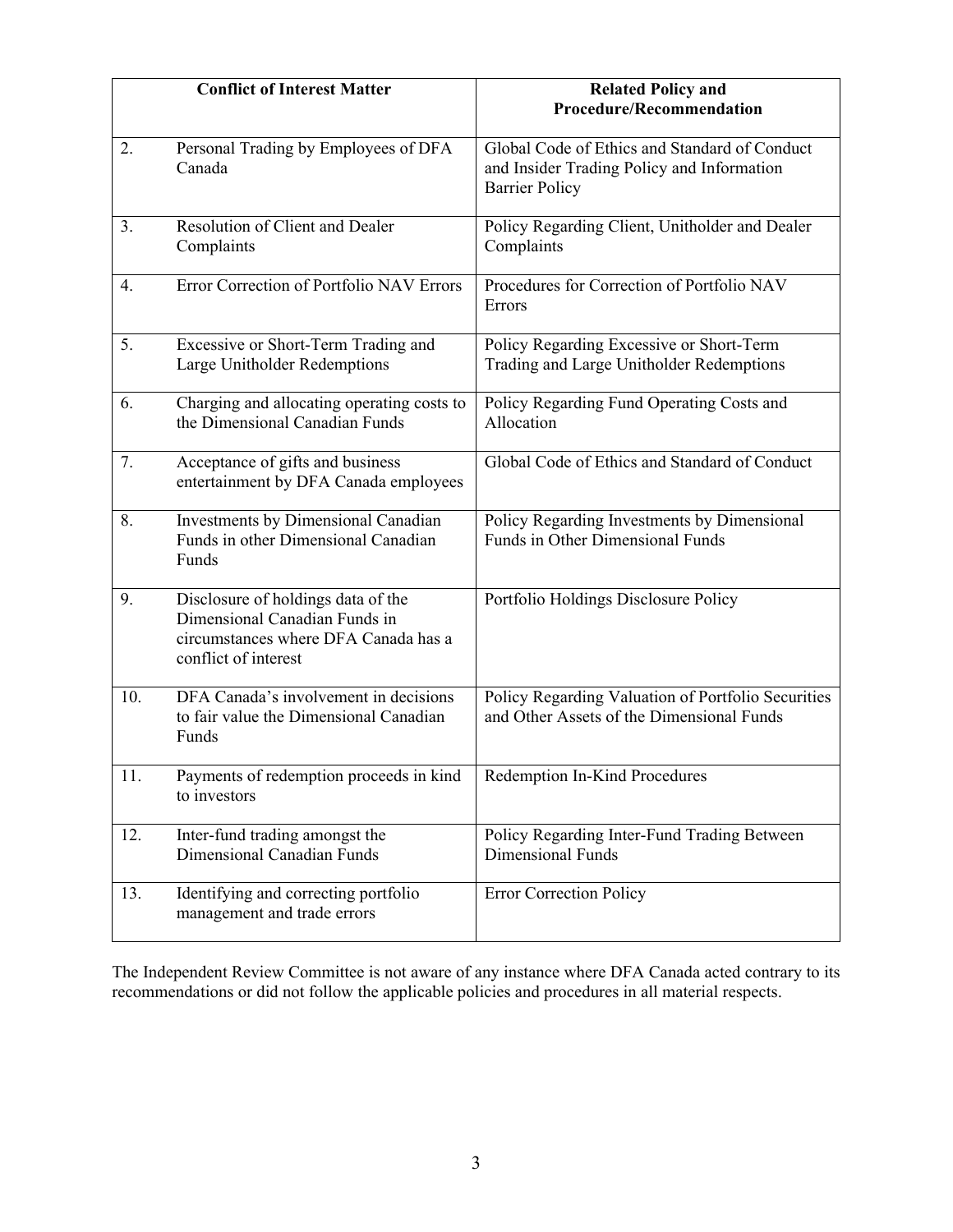| Conflict of Interest Matter | Related Policy and Procedure/Recommendation |
|---|---|
| 2. Personal Trading by Employees of DFA Canada | Global Code of Ethics and Standard of Conduct and Insider Trading Policy and Information Barrier Policy |
| 3. Resolution of Client and Dealer Complaints | Policy Regarding Client, Unitholder and Dealer Complaints |
| 4. Error Correction of Portfolio NAV Errors | Procedures for Correction of Portfolio NAV Errors |
| 5. Excessive or Short-Term Trading and Large Unitholder Redemptions | Policy Regarding Excessive or Short-Term Trading and Large Unitholder Redemptions |
| 6. Charging and allocating operating costs to the Dimensional Canadian Funds | Policy Regarding Fund Operating Costs and Allocation |
| 7. Acceptance of gifts and business entertainment by DFA Canada employees | Global Code of Ethics and Standard of Conduct |
| 8. Investments by Dimensional Canadian Funds in other Dimensional Canadian Funds | Policy Regarding Investments by Dimensional Funds in Other Dimensional Funds |
| 9. Disclosure of holdings data of the Dimensional Canadian Funds in circumstances where DFA Canada has a conflict of interest | Portfolio Holdings Disclosure Policy |
| 10. DFA Canada's involvement in decisions to fair value the Dimensional Canadian Funds | Policy Regarding Valuation of Portfolio Securities and Other Assets of the Dimensional Funds |
| 11. Payments of redemption proceeds in kind to investors | Redemption In-Kind Procedures |
| 12. Inter-fund trading amongst the Dimensional Canadian Funds | Policy Regarding Inter-Fund Trading Between Dimensional Funds |
| 13. Identifying and correcting portfolio management and trade errors | Error Correction Policy |

The Independent Review Committee is not aware of any instance where DFA Canada acted contrary to its recommendations or did not follow the applicable policies and procedures in all material respects.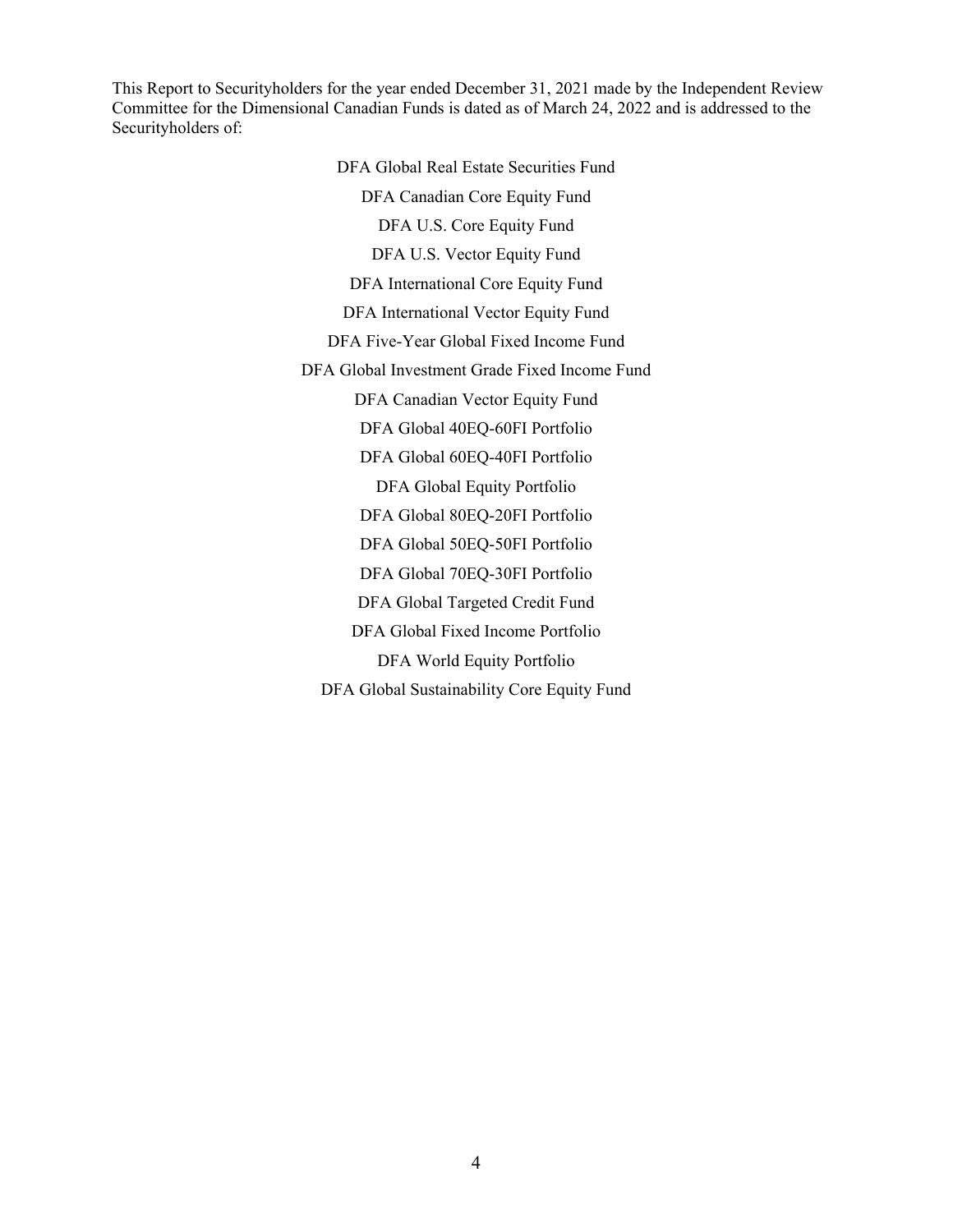This Report to Securityholders for the year ended December 31, 2021 made by the Independent Review Committee for the Dimensional Canadian Funds is dated as of March 24, 2022 and is addressed to the Securityholders of:

DFA Global Real Estate Securities Fund

DFA Canadian Core Equity Fund

DFA U.S. Core Equity Fund

DFA U.S. Vector Equity Fund

DFA International Core Equity Fund

DFA International Vector Equity Fund

DFA Five-Year Global Fixed Income Fund

DFA Global Investment Grade Fixed Income Fund

DFA Canadian Vector Equity Fund

DFA Global 40EQ-60FI Portfolio

DFA Global 60EQ-40FI Portfolio

DFA Global Equity Portfolio

DFA Global 80EQ-20FI Portfolio

DFA Global 50EQ-50FI Portfolio

DFA Global 70EQ-30FI Portfolio

DFA Global Targeted Credit Fund

DFA Global Fixed Income Portfolio

DFA World Equity Portfolio

DFA Global Sustainability Core Equity Fund